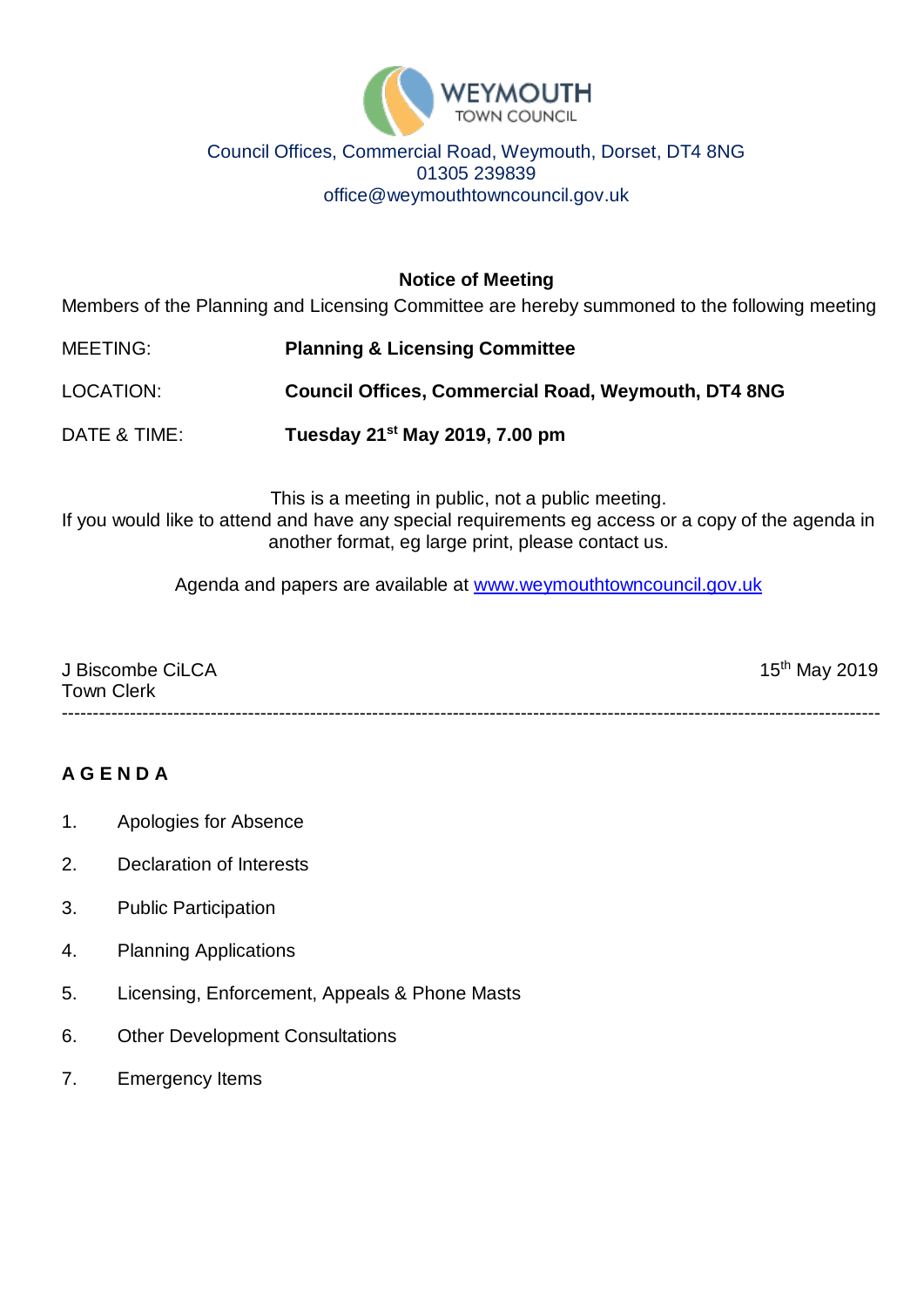# WEYMOUTH TOWN COUNCIL

Council Offices, Commercial Road, Weymouth, Dorset, DT4 8NG
01305 239839
office@weymouthtowncouncil.gov.uk

**Notice of Meeting**

Members of the Planning and Licensing Committee are hereby summoned to the following meeting

MEETING: **Planning & Licensing Committee**

LOCATION: **Council Offices, Commercial Road, Weymouth, DT4 8NG**

DATE & TIME: **Tuesday 21st May 2019, 7.00 pm**

This is a meeting in public, not a public meeting.
If you would like to attend and have any special requirements eg access or a copy of the agenda in another format, eg large print, please contact us.

Agenda and papers are available at [www.weymouthtowncouncil.gov.uk](http://www.weymouthtowncouncil.gov.uk)

J Biscombe CiLCA
Town Clerk

15th May 2019

---

## A G E N D A

1. Apologies for Absence
2. Declaration of Interests
3. Public Participation
4. Planning Applications
5. Licensing, Enforcement, Appeals & Phone Masts
6. Other Development Consultations
7. Emergency Items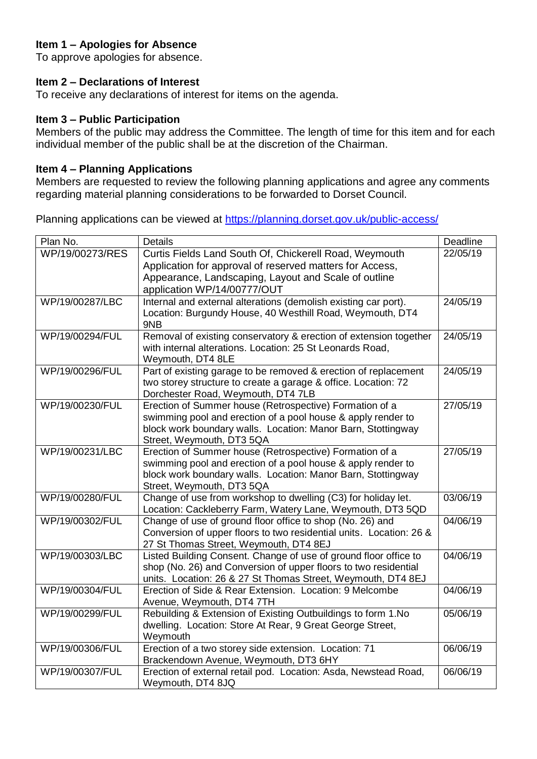**Item 1 – Apologies for Absence**
To approve apologies for absence.

**Item 2 – Declarations of Interest**
To receive any declarations of interest for items on the agenda.

**Item 3 – Public Participation**
Members of the public may address the Committee. The length of time for this item and for each individual member of the public shall be at the discretion of the Chairman.

**Item 4 – Planning Applications**
Members are requested to review the following planning applications and agree any comments regarding material planning considerations to be forwarded to Dorset Council.

Planning applications can be viewed at https://planning.dorset.gov.uk/public-access/

| Plan No. | Details | Deadline |
|---|---|---|
| WP/19/00273/RES | Curtis Fields Land South Of, Chickerell Road, Weymouth Application for approval of reserved matters for Access, Appearance, Landscaping, Layout and Scale of outline application WP/14/00777/OUT | 22/05/19 |
| WP/19/00287/LBC | Internal and external alterations (demolish existing car port). Location: Burgundy House, 40 Westhill Road, Weymouth, DT4 9NB | 24/05/19 |
| WP/19/00294/FUL | Removal of existing conservatory & erection of extension together with internal alterations. Location: 25 St Leonards Road, Weymouth, DT4 8LE | 24/05/19 |
| WP/19/00296/FUL | Part of existing garage to be removed & erection of replacement two storey structure to create a garage & office. Location: 72 Dorchester Road, Weymouth, DT4 7LB | 24/05/19 |
| WP/19/00230/FUL | Erection of Summer house (Retrospective) Formation of a swimming pool and erection of a pool house & apply render to block work boundary walls. Location: Manor Barn, Stottingway Street, Weymouth, DT3 5QA | 27/05/19 |
| WP/19/00231/LBC | Erection of Summer house (Retrospective) Formation of a swimming pool and erection of a pool house & apply render to block work boundary walls. Location: Manor Barn, Stottingway Street, Weymouth, DT3 5QA | 27/05/19 |
| WP/19/00280/FUL | Change of use from workshop to dwelling (C3) for holiday let. Location: Cackleberry Farm, Watery Lane, Weymouth, DT3 5QD | 03/06/19 |
| WP/19/00302/FUL | Change of use of ground floor office to shop (No. 26) and Conversion of upper floors to two residential units. Location: 26 & 27 St Thomas Street, Weymouth, DT4 8EJ | 04/06/19 |
| WP/19/00303/LBC | Listed Building Consent. Change of use of ground floor office to shop (No. 26) and Conversion of upper floors to two residential units. Location: 26 & 27 St Thomas Street, Weymouth, DT4 8EJ | 04/06/19 |
| WP/19/00304/FUL | Erection of Side & Rear Extension. Location: 9 Melcombe Avenue, Weymouth, DT4 7TH | 04/06/19 |
| WP/19/00299/FUL | Rebuilding & Extension of Existing Outbuildings to form 1.No dwelling. Location: Store At Rear, 9 Great George Street, Weymouth | 05/06/19 |
| WP/19/00306/FUL | Erection of a two storey side extension. Location: 71 Brackendown Avenue, Weymouth, DT3 6HY | 06/06/19 |
| WP/19/00307/FUL | Erection of external retail pod. Location: Asda, Newstead Road, Weymouth, DT4 8JQ | 06/06/19 |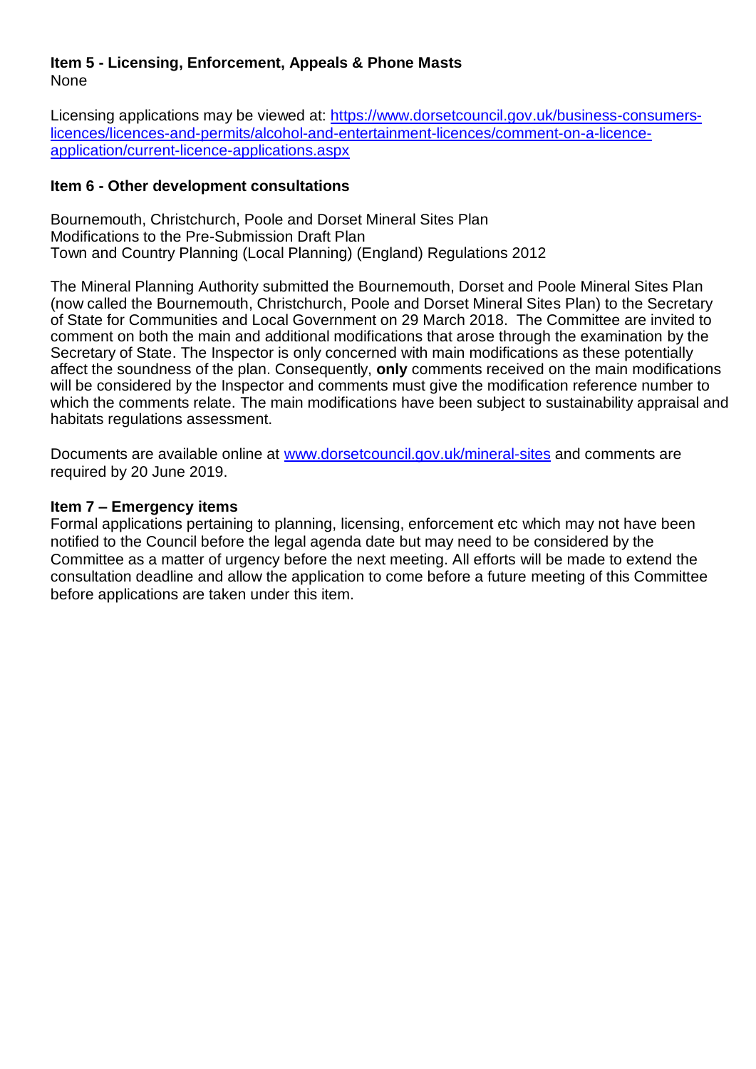**Item 5 - Licensing, Enforcement, Appeals & Phone Masts**
None

Licensing applications may be viewed at: [https://www.dorsetcouncil.gov.uk/business-consumers-licences/licences-and-permits/alcohol-and-entertainment-licences/comment-on-a-licence-application/current-licence-applications.aspx](https://www.dorsetcouncil.gov.uk/business-consumers-licences/licences-and-permits/alcohol-and-entertainment-licences/comment-on-a-licence-application/current-licence-applications.aspx)

**Item 6 - Other development consultations**

Bournemouth, Christchurch, Poole and Dorset Mineral Sites Plan
Modifications to the Pre-Submission Draft Plan
Town and Country Planning (Local Planning) (England) Regulations 2012

The Mineral Planning Authority submitted the Bournemouth, Dorset and Poole Mineral Sites Plan (now called the Bournemouth, Christchurch, Poole and Dorset Mineral Sites Plan) to the Secretary of State for Communities and Local Government on 29 March 2018. The Committee are invited to comment on both the main and additional modifications that arose through the examination by the Secretary of State. The Inspector is only concerned with main modifications as these potentially affect the soundness of the plan. Consequently, **only** comments received on the main modifications will be considered by the Inspector and comments must give the modification reference number to which the comments relate. The main modifications have been subject to sustainability appraisal and habitats regulations assessment.

Documents are available online at [www.dorsetcouncil.gov.uk/mineral-sites](http://www.dorsetcouncil.gov.uk/mineral-sites) and comments are required by 20 June 2019.

**Item 7 – Emergency items**
Formal applications pertaining to planning, licensing, enforcement etc which may not have been notified to the Council before the legal agenda date but may need to be considered by the Committee as a matter of urgency before the next meeting. All efforts will be made to extend the consultation deadline and allow the application to come before a future meeting of this Committee before applications are taken under this item.